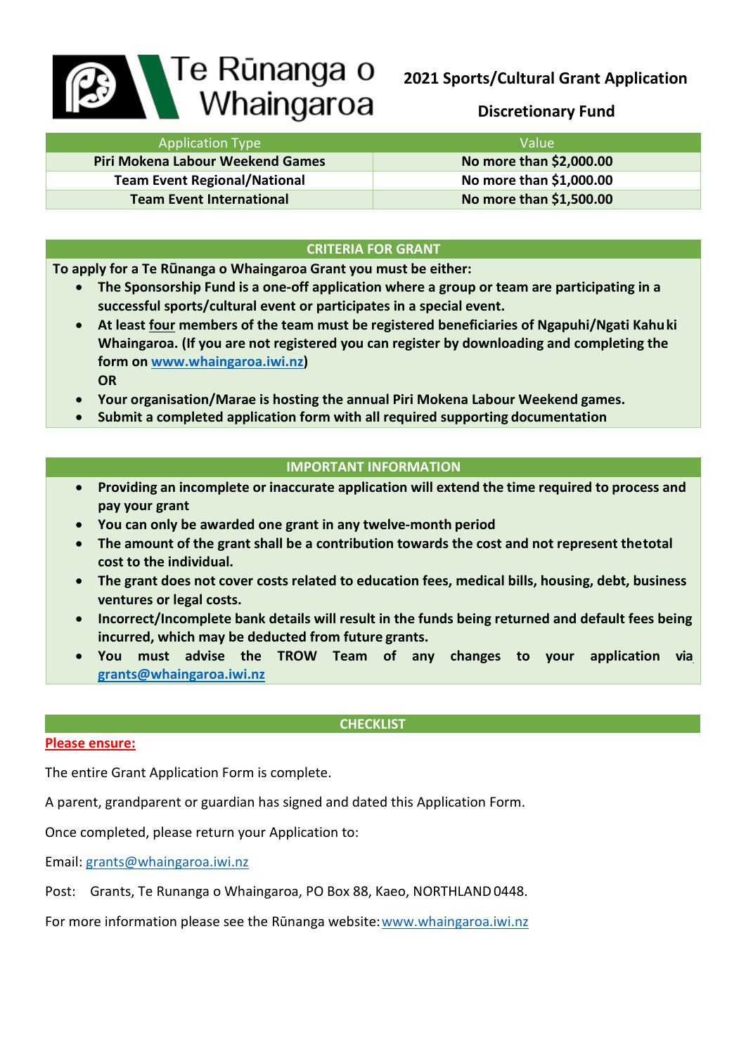# Te Rūnanga o Whaingaroa

## 2021 Sports/Cultural Grant Application

## Discretionary Fund

| Application Type | Value |
|---|---|
| **Piri Mokena Labour Weekend Games** | **No more than $2,000.00** |
| **Team Event Regional/National** | **No more than $1,000.00** |
| **Team Event International** | **No more than $1,500.00** |

### CRITERIA FOR GRANT

**To apply for a Te Rūnanga o Whaingaroa Grant you must be either:**

- **The Sponsorship Fund is a one-off application where a group or team are participating in a successful sports/cultural event or participates in a special event.**
- **At least four members of the team must be registered beneficiaries of Ngapuhi/Ngati Kahu ki Whaingaroa. (If you are not registered you can register by downloading and completing the form on [www.whaingaroa.iwi.nz](http://www.whaingaroa.iwi.nz))**
  **OR**
- **Your organisation/Marae is hosting the annual Piri Mokena Labour Weekend games.**
- **Submit a completed application form with all required supporting documentation**

### IMPORTANT INFORMATION

- **Providing an incomplete or inaccurate application will extend the time required to process and pay your grant**
- **You can only be awarded one grant in any twelve-month period**
- **The amount of the grant shall be a contribution towards the cost and not represent thetotal cost to the individual.**
- **The grant does not cover costs related to education fees, medical bills, housing, debt, business ventures or legal costs.**
- **Incorrect/Incomplete bank details will result in the funds being returned and default fees being incurred, which may be deducted from future grants.**
- **You must advise the TROW Team of any changes to your application via [grants@whaingaroa.iwi.nz](mailto:grants@whaingaroa.iwi.nz)**

### CHECKLIST

**Please ensure:**

The entire Grant Application Form is complete.

A parent, grandparent or guardian has signed and dated this Application Form.

Once completed, please return your Application to:

Email: [grants@whaingaroa.iwi.nz](mailto:grants@whaingaroa.iwi.nz)

Post: Grants, Te Runanga o Whaingaroa, PO Box 88, Kaeo, NORTHLAND 0448.

For more information please see the Rūnanga website: [www.whaingaroa.iwi.nz](http://www.whaingaroa.iwi.nz)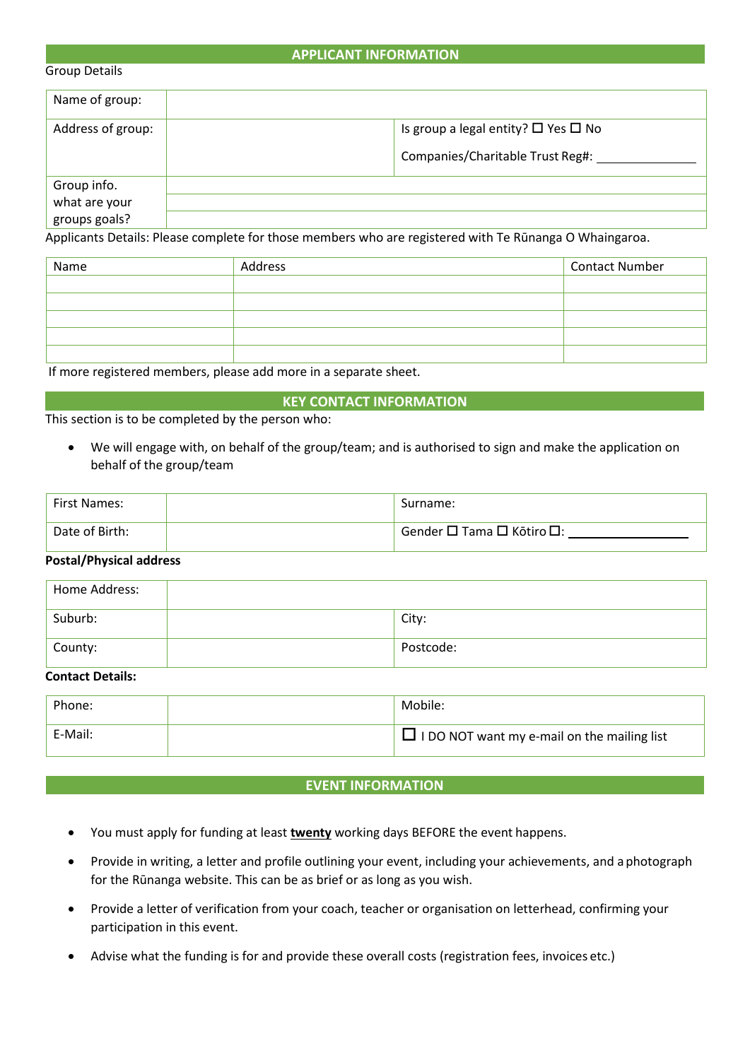## APPLICANT INFORMATION

Group Details

| | | |
|---|---|---|
| Name of group: | | |
| Address of group: | | Is group a legal entity? ☐ Yes ☐ No<br>Companies/Charitable Trust Reg#: ______________ |
| Group info. what are your groups goals? | | |

Applicants Details: Please complete for those members who are registered with Te Rūnanga O Whaingaroa.

| Name | Address | Contact Number |
|---|---|---|
| | | |
| | | |
| | | |
| | | |
| | | |

If more registered members, please add more in a separate sheet.

## KEY CONTACT INFORMATION

This section is to be completed by the person who:

- We will engage with, on behalf of the group/team; and is authorised to sign and make the application on behalf of the group/team

| | | |
|---|---|---|
| First Names: | | Surname: |
| Date of Birth: | | Gender ☐ Tama ☐ Kōtiro ☐: ______________ |

**Postal/Physical address**

| | | |
|---|---|---|
| Home Address: | | |
| Suburb: | | City: |
| County: | | Postcode: |

**Contact Details:**

| | | |
|---|---|---|
| Phone: | | Mobile: |
| E-Mail: | | ☐ I DO NOT want my e-mail on the mailing list |

## EVENT INFORMATION

- You must apply for funding at least **twenty** working days BEFORE the event happens.
- Provide in writing, a letter and profile outlining your event, including your achievements, and a photograph for the Rūnanga website. This can be as brief or as long as you wish.
- Provide a letter of verification from your coach, teacher or organisation on letterhead, confirming your participation in this event.
- Advise what the funding is for and provide these overall costs (registration fees, invoices etc.)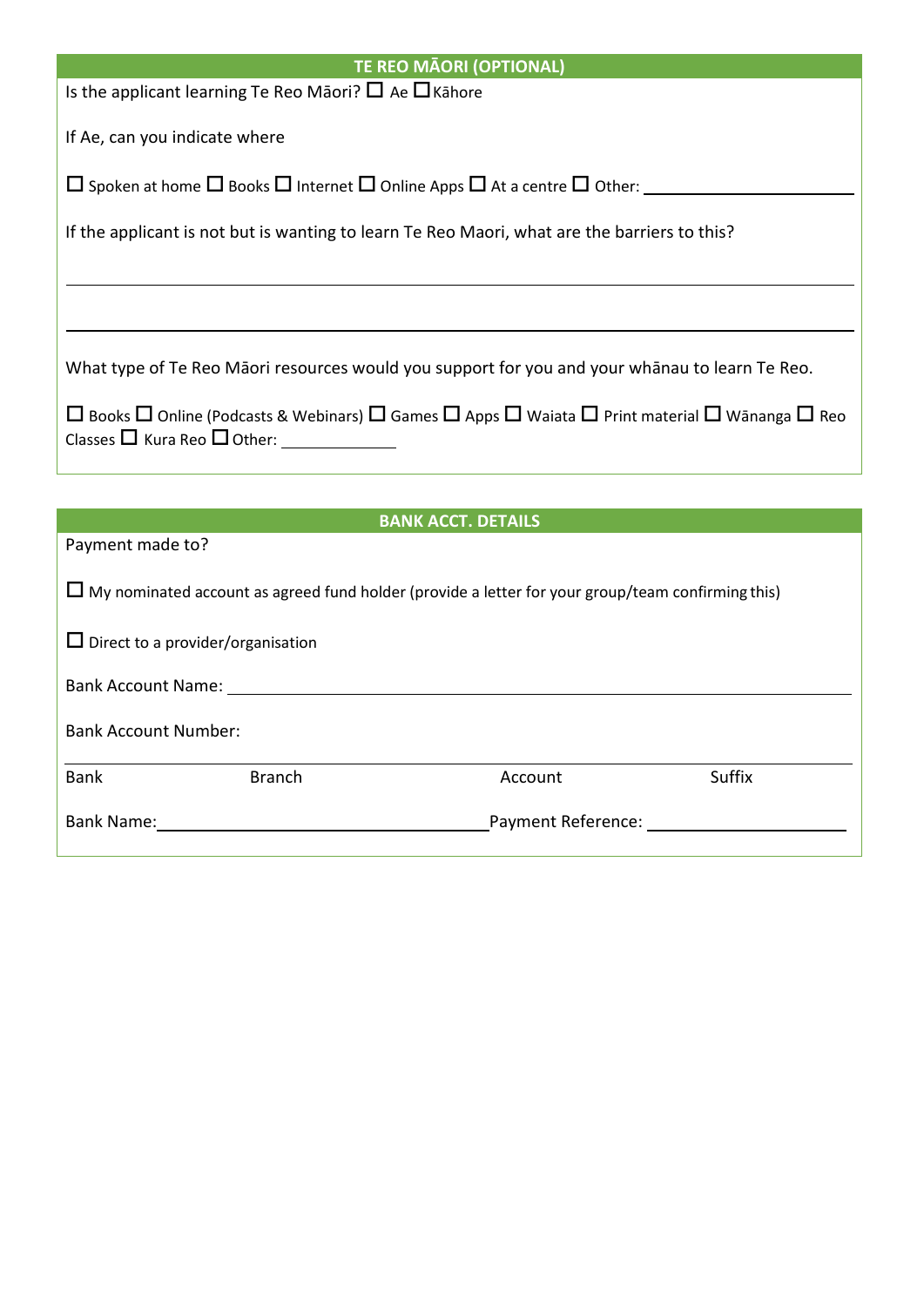## TE REO MĀORI (OPTIONAL)

Is the applicant learning Te Reo Māori? ☐ Ae ☐ Kāhore

If Ae, can you indicate where

☐ Spoken at home ☐ Books ☐ Internet ☐ Online Apps ☐ At a centre ☐ Other: ______________________

If the applicant is not but is wanting to learn Te Reo Maori, what are the barriers to this?

______________________________________________________________________________

______________________________________________________________________________

What type of Te Reo Māori resources would you support for you and your whānau to learn Te Reo.

☐ Books ☐ Online (Podcasts & Webinars) ☐ Games ☐ Apps ☐ Waiata ☐ Print material ☐ Wānanga ☐ Reo Classes ☐ Kura Reo ☐ Other: ______________

## BANK ACCT. DETAILS

Payment made to?

☐ My nominated account as agreed fund holder (provide a letter for your group/team confirming this)

☐ Direct to a provider/organisation

Bank Account Name: ______________________________________________________________

Bank Account Number:

| Bank | Branch | Account | Suffix |
|---|---|---|---|
| | | | |

Bank Name: ________________________________ Payment Reference: ______________________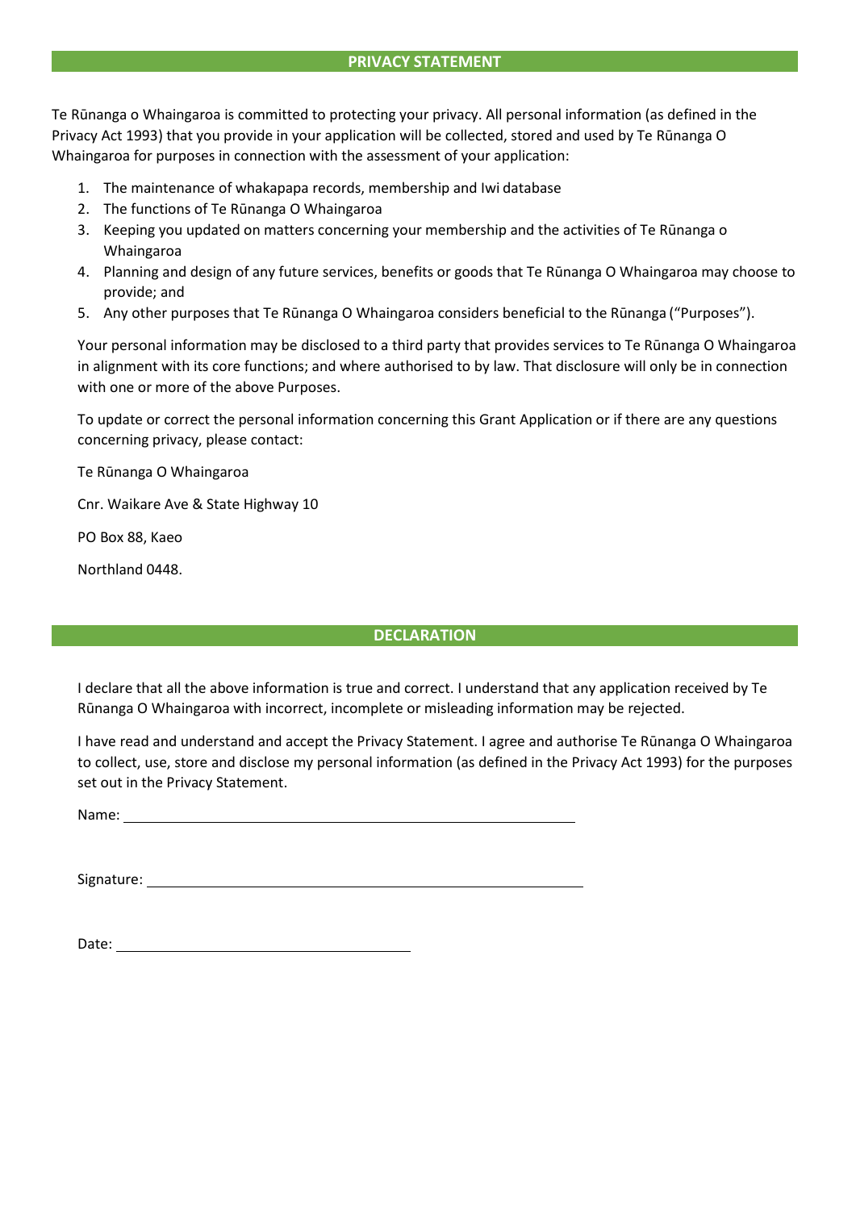## PRIVACY STATEMENT

Te Rūnanga o Whaingaroa is committed to protecting your privacy. All personal information (as defined in the Privacy Act 1993) that you provide in your application will be collected, stored and used by Te Rūnanga O Whaingaroa for purposes in connection with the assessment of your application:

1. The maintenance of whakapapa records, membership and Iwi database
2. The functions of Te Rūnanga O Whaingaroa
3. Keeping you updated on matters concerning your membership and the activities of Te Rūnanga o Whaingaroa
4. Planning and design of any future services, benefits or goods that Te Rūnanga O Whaingaroa may choose to provide; and
5. Any other purposes that Te Rūnanga O Whaingaroa considers beneficial to the Rūnanga ("Purposes").

Your personal information may be disclosed to a third party that provides services to Te Rūnanga O Whaingaroa in alignment with its core functions; and where authorised to by law. That disclosure will only be in connection with one or more of the above Purposes.

To update or correct the personal information concerning this Grant Application or if there are any questions concerning privacy, please contact:

Te Rūnanga O Whaingaroa

Cnr. Waikare Ave & State Highway 10

PO Box 88, Kaeo

Northland 0448.

## DECLARATION

I declare that all the above information is true and correct. I understand that any application received by Te Rūnanga O Whaingaroa with incorrect, incomplete or misleading information may be rejected.

I have read and understand and accept the Privacy Statement. I agree and authorise Te Rūnanga O Whaingaroa to collect, use, store and disclose my personal information (as defined in the Privacy Act 1993) for the purposes set out in the Privacy Statement.

Name: ______________________________________________

Signature: ______________________________________________

Date: ______________________________